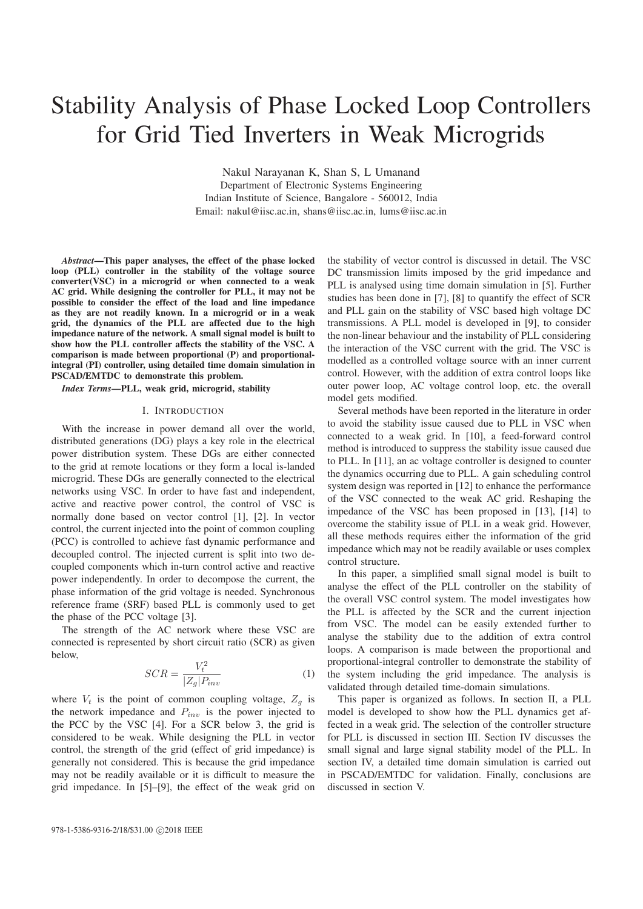# Stability Analysis of Phase Locked Loop Controllers for Grid Tied Inverters in Weak Microgrids

Nakul Narayanan K, Shan S, L Umanand
Department of Electronic Systems Engineering
Indian Institute of Science, Bangalore - 560012, India
Email: nakul@iisc.ac.in, shans@iisc.ac.in, lums@iisc.ac.in

***Abstract*—This paper analyses, the effect of the phase locked loop (PLL) controller in the stability of the voltage source converter(VSC) in a microgrid or when connected to a weak AC grid. While designing the controller for PLL, it may not be possible to consider the effect of the load and line impedance as they are not readily known. In a microgrid or in a weak grid, the dynamics of the PLL are affected due to the high impedance nature of the network. A small signal model is built to show how the PLL controller affects the stability of the VSC. A comparison is made between proportional (P) and proportional-integral (PI) controller, using detailed time domain simulation in PSCAD/EMTDC to demonstrate this problem.**

***Index Terms*—PLL, weak grid, microgrid, stability**

## I. Introduction

With the increase in power demand all over the world, distributed generations (DG) plays a key role in the electrical power distribution system. These DGs are either connected to the grid at remote locations or they form a local is-landed microgrid. These DGs are generally connected to the electrical networks using VSC. In order to have fast and independent, active and reactive power control, the control of VSC is normally done based on vector control [1], [2]. In vector control, the current injected into the point of common coupling (PCC) is controlled to achieve fast dynamic performance and decoupled control. The injected current is split into two de-coupled components which in-turn control active and reactive power independently. In order to decompose the current, the phase information of the grid voltage is needed. Synchronous reference frame (SRF) based PLL is commonly used to get the phase of the PCC voltage [3].

The strength of the AC network where these VSC are connected is represented by short circuit ratio (SCR) as given below,

$$SCR = \frac{V_t^2}{|Z_g|P_{inv}} \tag{1}$$

where $V_t$ is the point of common coupling voltage, $Z_g$ is the network impedance and $P_{inv}$ is the power injected to the PCC by the VSC [4]. For a SCR below 3, the grid is considered to be weak. While designing the PLL in vector control, the strength of the grid (effect of grid impedance) is generally not considered. This is because the grid impedance may not be readily available or it is difficult to measure the grid impedance. In [5]–[9], the effect of the weak grid on the stability of vector control is discussed in detail. The VSC DC transmission limits imposed by the grid impedance and PLL is analysed using time domain simulation in [5]. Further studies has been done in [7], [8] to quantify the effect of SCR and PLL gain on the stability of VSC based high voltage DC transmissions. A PLL model is developed in [9], to consider the non-linear behaviour and the instability of PLL considering the interaction of the VSC current with the grid. The VSC is modelled as a controlled voltage source with an inner current control. However, with the addition of extra control loops like outer power loop, AC voltage control loop, etc. the overall model gets modified.

Several methods have been reported in the literature in order to avoid the stability issue caused due to PLL in VSC when connected to a weak grid. In [10], a feed-forward control method is introduced to suppress the stability issue caused due to PLL. In [11], an ac voltage controller is designed to counter the dynamics occurring due to PLL. A gain scheduling control system design was reported in [12] to enhance the performance of the VSC connected to the weak AC grid. Reshaping the impedance of the VSC has been proposed in [13], [14] to overcome the stability issue of PLL in a weak grid. However, all these methods requires either the information of the grid impedance which may not be readily available or uses complex control structure.

In this paper, a simplified small signal model is built to analyse the effect of the PLL controller on the stability of the overall VSC control system. The model investigates how the PLL is affected by the SCR and the current injection from VSC. The model can be easily extended further to analyse the stability due to the addition of extra control loops. A comparison is made between the proportional and proportional-integral controller to demonstrate the stability of the system including the grid impedance. The analysis is validated through detailed time-domain simulations.

This paper is organized as follows. In section II, a PLL model is developed to show how the PLL dynamics get affected in a weak grid. The selection of the controller structure for PLL is discussed in section III. Section IV discusses the small signal and large signal stability model of the PLL. In section IV, a detailed time domain simulation is carried out in PSCAD/EMTDC for validation. Finally, conclusions are discussed in section V.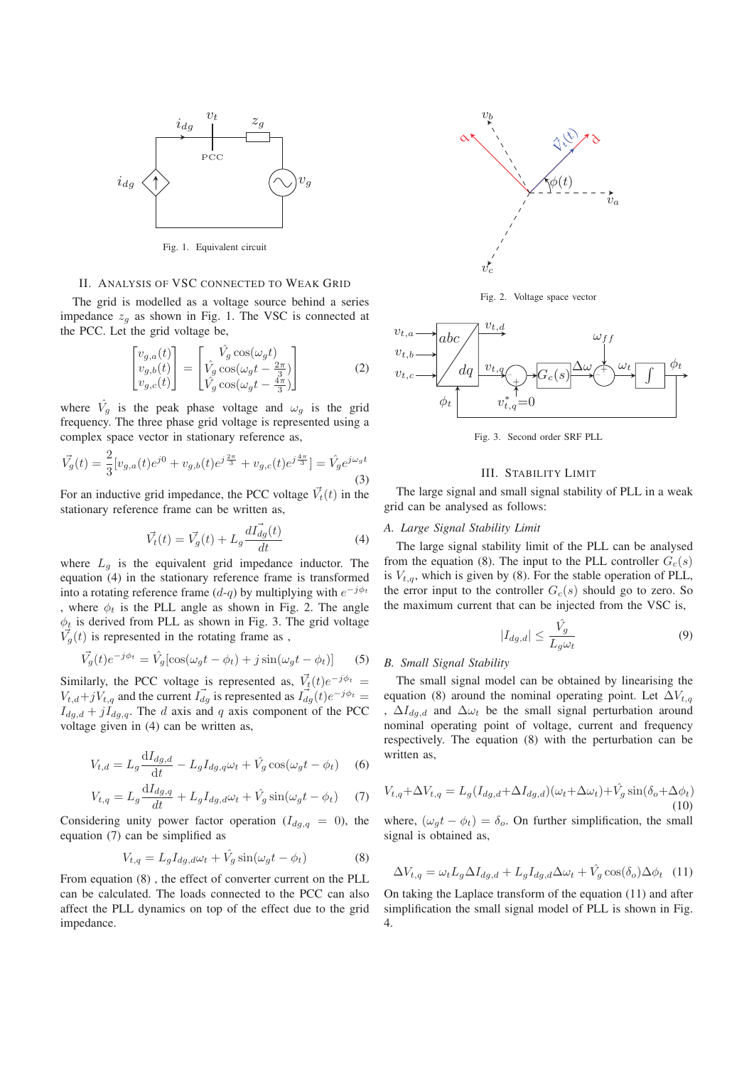Fig. 1. Equivalent circuit

## II. Analysis of VSC connected to Weak Grid

The grid is modelled as a voltage source behind a series impedance $z_g$ as shown in Fig. 1. The VSC is connected at the PCC. Let the grid voltage be,

$$\begin{bmatrix} v_{g,a}(t) \\ v_{g,b}(t) \\ v_{g,c}(t) \end{bmatrix} = \begin{bmatrix} \hat{V}_g \cos(\omega_g t) \\ \hat{V}_g \cos(\omega_g t - \frac{2\pi}{3}) \\ \hat{V}_g \cos(\omega_g t - \frac{4\pi}{3}) \end{bmatrix} \tag{2}$$

where $\hat{V}_g$ is the peak phase voltage and $\omega_g$ is the grid frequency. The three phase grid voltage is represented using a complex space vector in stationary reference as,

$$\vec{V}_g(t) = \frac{2}{3}[v_{g,a}(t)e^{j0} + v_{g,b}(t)e^{j\frac{2\pi}{3}} + v_{g,c}(t)e^{j\frac{4\pi}{3}}] = \hat{V}_g e^{j\omega_g t} \tag{3}$$

For an inductive grid impedance, the PCC voltage $\vec{V}_t(t)$ in the stationary reference frame can be written as,

$$\vec{V}_t(t) = \vec{V}_g(t) + L_g \frac{d\vec{I_{dg}}(t)}{dt} \tag{4}$$

where $L_g$ is the equivalent grid impedance inductor. The equation (4) in the stationary reference frame is transformed into a rotating reference frame ($d$-$q$) by multiplying with $e^{-j\phi_t}$ , where $\phi_t$ is the PLL angle as shown in Fig. 2. The angle $\phi_t$ is derived from PLL as shown in Fig. 3. The grid voltage $\vec{V}_g(t)$ is represented in the rotating frame as ,

$$\vec{V}_g(t)e^{-j\phi_t} = \hat{V}_g[\cos(\omega_g t - \phi_t) + j\sin(\omega_g t - \phi_t)] \tag{5}$$

Similarly, the PCC voltage is represented as, $\vec{V}_t(t)e^{-j\phi_t} = V_{t,d} + jV_{t,q}$ and the current $\vec{I_{dg}}$ is represented as $\vec{I_{dg}}(t)e^{-j\phi_t} = I_{dg,d} + jI_{dg,q}$. The $d$ axis and $q$ axis component of the PCC voltage given in (4) can be written as,

$$V_{t,d} = L_g \frac{\mathrm{d}I_{dg,d}}{\mathrm{d}t} - L_g I_{dg,q}\omega_t + \hat{V}_g \cos(\omega_g t - \phi_t) \tag{6}$$

$$V_{t,q} = L_g \frac{\mathrm{d}I_{dg,q}}{dt} + L_g I_{dg,d}\omega_t + \hat{V}_g \sin(\omega_g t - \phi_t) \tag{7}$$

Considering unity power factor operation ($I_{dg,q} = 0$), the equation (7) can be simplified as

$$V_{t,q} = L_g I_{dg,d}\omega_t + \hat{V}_g \sin(\omega_g t - \phi_t) \tag{8}$$

From equation (8) , the effect of converter current on the PLL can be calculated. The loads connected to the PCC can also affect the PLL dynamics on top of the effect due to the grid impedance.

Fig. 2. Voltage space vector

Fig. 3. Second order SRF PLL

## III. Stability Limit

The large signal and small signal stability of PLL in a weak grid can be analysed as follows:

### A. Large Signal Stability Limit

The large signal stability limit of the PLL can be analysed from the equation (8). The input to the PLL controller $G_c(s)$ is $V_{t,q}$, which is given by (8). For the stable operation of PLL, the error input to the controller $G_c(s)$ should go to zero. So the maximum current that can be injected from the VSC is,

$$|I_{dg,d}| \leq \frac{\hat{V}_g}{L_g \omega_t} \tag{9}$$

### B. Small Signal Stability

The small signal model can be obtained by linearising the equation (8) around the nominal operating point. Let $\Delta V_{t,q}$ , $\Delta I_{dg,d}$ and $\Delta\omega_t$ be the small signal perturbation around nominal operating point of voltage, current and frequency respectively. The equation (8) with the perturbation can be written as,

$$V_{t,q} + \Delta V_{t,q} = L_g(I_{dg,d} + \Delta I_{dg,d})(\omega_t + \Delta\omega_t) + \hat{V}_g \sin(\delta_o + \Delta\phi_t) \tag{10}$$

where, $(\omega_g t - \phi_t) = \delta_o$. On further simplification, the small signal is obtained as,

$$\Delta V_{t,q} = \omega_t L_g \Delta I_{dg,d} + L_g I_{dg,d}\Delta\omega_t + \hat{V}_g \cos(\delta_o)\Delta\phi_t \tag{11}$$

On taking the Laplace transform of the equation (11) and after simplification the small signal model of PLL is shown in Fig. 4.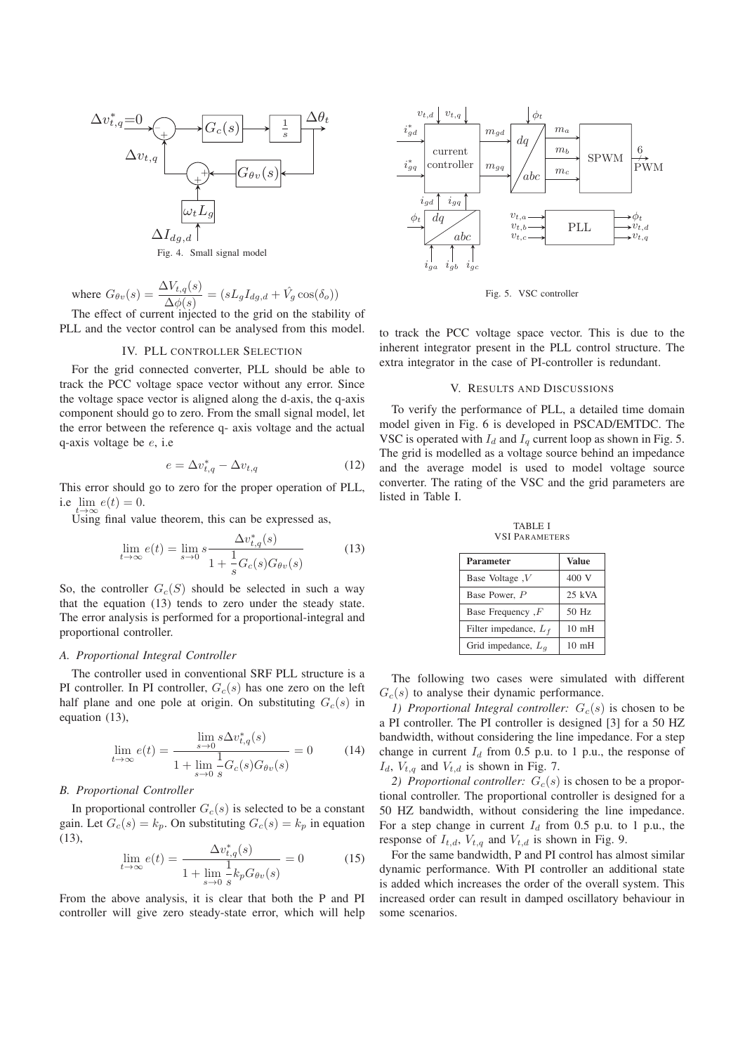Fig. 4. Small signal model

where $G_{\theta v}(s) = \dfrac{\Delta V_{t,q}(s)}{\Delta \phi(s)} = (sL_g I_{dg,d} + \hat{V}_g \cos(\delta_o))$

The effect of current injected to the grid on the stability of PLL and the vector control can be analysed from this model.

## IV. PLL Controller Selection

For the grid connected converter, PLL should be able to track the PCC voltage space vector without any error. Since the voltage space vector is aligned along the d-axis, the q-axis component should go to zero. From the small signal model, let the error between the reference q- axis voltage and the actual q-axis voltage be $e$, i.e

$$e = \Delta v_{t,q}^{*} - \Delta v_{t,q} \tag{12}$$

This error should go to zero for the proper operation of PLL, i.e $\lim_{t\to\infty} e(t) = 0$.

Using final value theorem, this can be expressed as,

$$\lim_{t\to\infty} e(t) = \lim_{s\to 0} s \frac{\Delta v_{t,q}^{*}(s)}{1 + \frac{1}{s} G_c(s) G_{\theta v}(s)} \tag{13}$$

So, the controller $G_c(S)$ should be selected in such a way that the equation (13) tends to zero under the steady state. The error analysis is performed for a proportional-integral and proportional controller.

### A. Proportional Integral Controller

The controller used in conventional SRF PLL structure is a PI controller. In PI controller, $G_c(s)$ has one zero on the left half plane and one pole at origin. On substituting $G_c(s)$ in equation (13),

$$\lim_{t\to\infty} e(t) = \frac{\lim_{s\to 0} s \Delta v_{t,q}^{*}(s)}{1 + \lim_{s\to 0} \frac{1}{s} G_c(s) G_{\theta v}(s)} = 0 \tag{14}$$

### B. Proportional Controller

In proportional controller $G_c(s)$ is selected to be a constant gain. Let $G_c(s) = k_p$. On substituting $G_c(s) = k_p$ in equation (13),

$$\lim_{t\to\infty} e(t) = \frac{\Delta v_{t,q}^{*}(s)}{1 + \lim_{s\to 0} \frac{1}{s} k_p G_{\theta v}(s)} = 0 \tag{15}$$

From the above analysis, it is clear that both the P and PI controller will give zero steady-state error, which will help to track the PCC voltage space vector. This is due to the inherent integrator present in the PLL control structure. The extra integrator in the case of PI-controller is redundant.

Fig. 5. VSC controller

## V. Results and Discussions

To verify the performance of PLL, a detailed time domain model given in Fig. 6 is developed in PSCAD/EMTDC. The VSC is operated with $I_d$ and $I_q$ current loop as shown in Fig. 5. The grid is modelled as a voltage source behind an impedance and the average model is used to model voltage source converter. The rating of the VSC and the grid parameters are listed in Table I.

TABLE I
VSI Parameters

| Parameter | Value |
|---|---|
| Base Voltage ,$V$ | 400 V |
| Base Power, $P$ | 25 kVA |
| Base Frequency ,$F$ | 50 Hz |
| Filter impedance, $L_f$ | 10 mH |
| Grid impedance, $L_g$ | 10 mH |

The following two cases were simulated with different $G_c(s)$ to analyse their dynamic performance.

*1) Proportional Integral controller:* $G_c(s)$ is chosen to be a PI controller. The PI controller is designed [3] for a 50 HZ bandwidth, without considering the line impedance. For a step change in current $I_d$ from 0.5 p.u. to 1 p.u., the response of $I_d$, $V_{t,q}$ and $V_{t,d}$ is shown in Fig. 7.

*2) Proportional controller:* $G_c(s)$ is chosen to be a proportional controller. The proportional controller is designed for a 50 HZ bandwidth, without considering the line impedance. For a step change in current $I_d$ from 0.5 p.u. to 1 p.u., the response of $I_{t,d}$, $V_{t,q}$ and $V_{t,d}$ is shown in Fig. 9.

For the same bandwidth, P and PI control has almost similar dynamic performance. With PI controller an additional state is added which increases the order of the overall system. This increased order can result in damped oscillatory behaviour in some scenarios.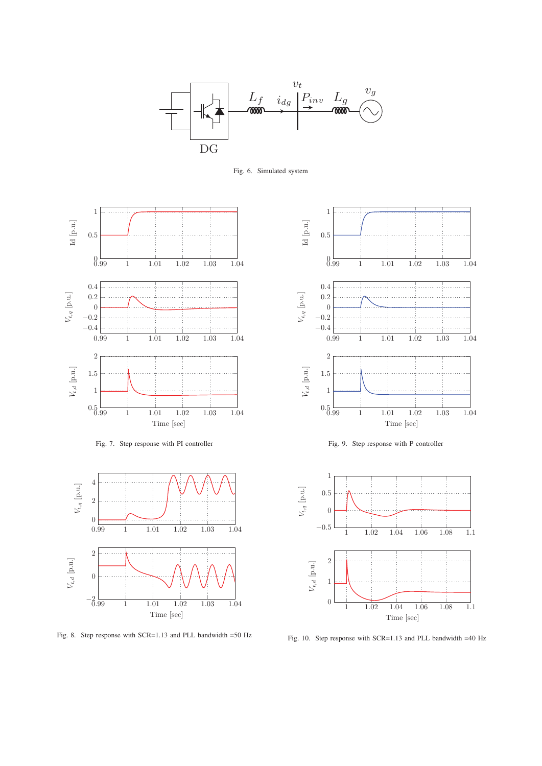Fig. 6. Simulated system

Fig. 7. Step response with PI controller

Fig. 9. Step response with P controller

Fig. 8. Step response with SCR=1.13 and PLL bandwidth =50 Hz

Fig. 10. Step response with SCR=1.13 and PLL bandwidth =40 Hz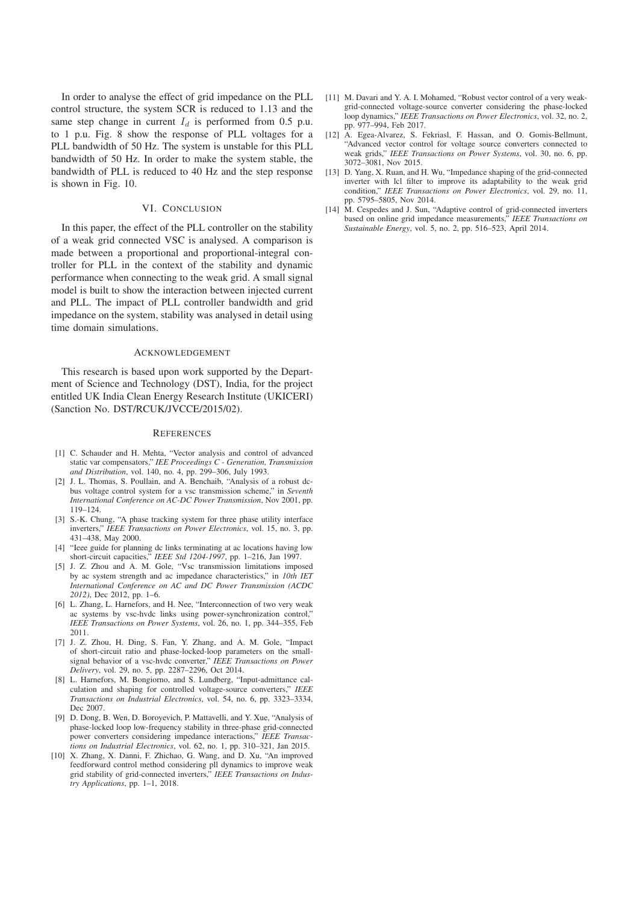In order to analyse the effect of grid impedance on the PLL control structure, the system SCR is reduced to 1.13 and the same step change in current $I_d$ is performed from 0.5 p.u. to 1 p.u. Fig. 8 show the response of PLL voltages for a PLL bandwidth of 50 Hz. The system is unstable for this PLL bandwidth of 50 Hz. In order to make the system stable, the bandwidth of PLL is reduced to 40 Hz and the step response is shown in Fig. 10.

## VI. Conclusion

In this paper, the effect of the PLL controller on the stability of a weak grid connected VSC is analysed. A comparison is made between a proportional and proportional-integral controller for PLL in the context of the stability and dynamic performance when connecting to the weak grid. A small signal model is built to show the interaction between injected current and PLL. The impact of PLL controller bandwidth and grid impedance on the system, stability was analysed in detail using time domain simulations.

## Acknowledgement

This research is based upon work supported by the Department of Science and Technology (DST), India, for the project entitled UK India Clean Energy Research Institute (UKICERI) (Sanction No. DST/RCUK/JVCCE/2015/02).

## References

[1] C. Schauder and H. Mehta, "Vector analysis and control of advanced static var compensators," *IEE Proceedings C - Generation, Transmission and Distribution*, vol. 140, no. 4, pp. 299–306, July 1993.

[2] J. L. Thomas, S. Poullain, and A. Benchaib, "Analysis of a robust dc-bus voltage control system for a vsc transmission scheme," in *Seventh International Conference on AC-DC Power Transmission*, Nov 2001, pp. 119–124.

[3] S.-K. Chung, "A phase tracking system for three phase utility interface inverters," *IEEE Transactions on Power Electronics*, vol. 15, no. 3, pp. 431–438, May 2000.

[4] "Ieee guide for planning dc links terminating at ac locations having low short-circuit capacities," *IEEE Std 1204-1997*, pp. 1–216, Jan 1997.

[5] J. Z. Zhou and A. M. Gole, "Vsc transmission limitations imposed by ac system strength and ac impedance characteristics," in *10th IET International Conference on AC and DC Power Transmission (ACDC 2012)*, Dec 2012, pp. 1–6.

[6] L. Zhang, L. Harnefors, and H. Nee, "Interconnection of two very weak ac systems by vsc-hvdc links using power-synchronization control," *IEEE Transactions on Power Systems*, vol. 26, no. 1, pp. 344–355, Feb 2011.

[7] J. Z. Zhou, H. Ding, S. Fan, Y. Zhang, and A. M. Gole, "Impact of short-circuit ratio and phase-locked-loop parameters on the small-signal behavior of a vsc-hvdc converter," *IEEE Transactions on Power Delivery*, vol. 29, no. 5, pp. 2287–2296, Oct 2014.

[8] L. Harnefors, M. Bongiorno, and S. Lundberg, "Input-admittance calculation and shaping for controlled voltage-source converters," *IEEE Transactions on Industrial Electronics*, vol. 54, no. 6, pp. 3323–3334, Dec 2007.

[9] D. Dong, B. Wen, D. Boroyevich, P. Mattavelli, and Y. Xue, "Analysis of phase-locked loop low-frequency stability in three-phase grid-connected power converters considering impedance interactions," *IEEE Transactions on Industrial Electronics*, vol. 62, no. 1, pp. 310–321, Jan 2015.

[10] X. Zhang, X. Danni, F. Zhichao, G. Wang, and D. Xu, "An improved feedforward control method considering pll dynamics to improve weak grid stability of grid-connected inverters," *IEEE Transactions on Industry Applications*, pp. 1–1, 2018.

[11] M. Davari and Y. A. I. Mohamed, "Robust vector control of a very weak-grid-connected voltage-source converter considering the phase-locked loop dynamics," *IEEE Transactions on Power Electronics*, vol. 32, no. 2, pp. 977–994, Feb 2017.

[12] A. Egea-Alvarez, S. Fekriasl, F. Hassan, and O. Gomis-Bellmunt, "Advanced vector control for voltage source converters connected to weak grids," *IEEE Transactions on Power Systems*, vol. 30, no. 6, pp. 3072–3081, Nov 2015.

[13] D. Yang, X. Ruan, and H. Wu, "Impedance shaping of the grid-connected inverter with lcl filter to improve its adaptability to the weak grid condition," *IEEE Transactions on Power Electronics*, vol. 29, no. 11, pp. 5795–5805, Nov 2014.

[14] M. Cespedes and J. Sun, "Adaptive control of grid-connected inverters based on online grid impedance measurements," *IEEE Transactions on Sustainable Energy*, vol. 5, no. 2, pp. 516–523, April 2014.